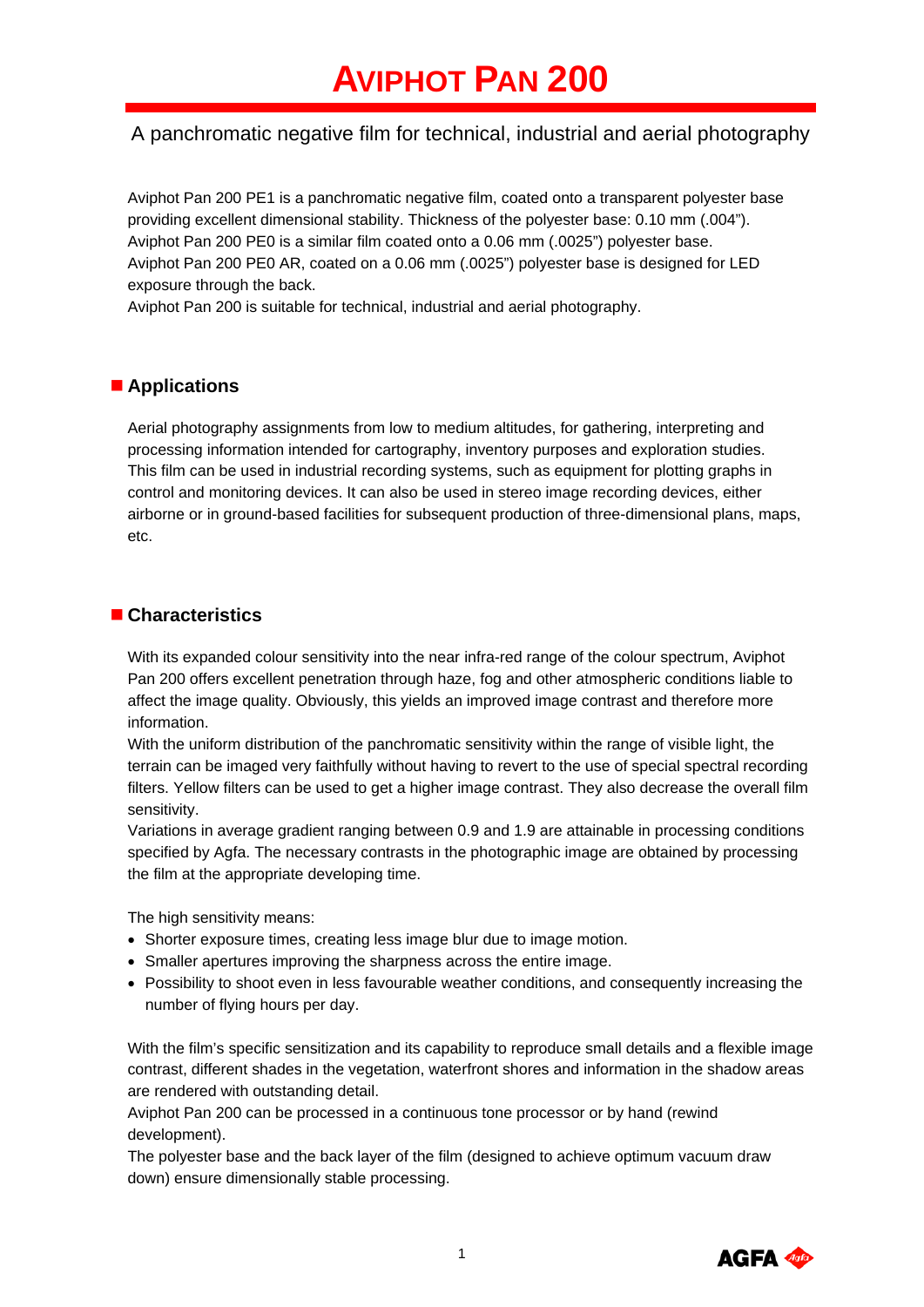# AVIPHOT PAN 200

A panchromatic negative film for technical, industrial and aerial photography

Aviphot Pan 200 PE1 is a panchromatic negative film, coated onto a transparent polyester base providing excellent dimensional stability. Thickness of the polyester base: 0.10 mm (.004").
Aviphot Pan 200 PE0 is a similar film coated onto a 0.06 mm (.0025") polyester base.
Aviphot Pan 200 PE0 AR, coated on a 0.06 mm (.0025") polyester base is designed for LED exposure through the back.
Aviphot Pan 200 is suitable for technical, industrial and aerial photography.

## Applications

Aerial photography assignments from low to medium altitudes, for gathering, interpreting and processing information intended for cartography, inventory purposes and exploration studies. This film can be used in industrial recording systems, such as equipment for plotting graphs in control and monitoring devices. It can also be used in stereo image recording devices, either airborne or in ground-based facilities for subsequent production of three-dimensional plans, maps, etc.

## Characteristics

With its expanded colour sensitivity into the near infra-red range of the colour spectrum, Aviphot Pan 200 offers excellent penetration through haze, fog and other atmospheric conditions liable to affect the image quality. Obviously, this yields an improved image contrast and therefore more information.
With the uniform distribution of the panchromatic sensitivity within the range of visible light, the terrain can be imaged very faithfully without having to revert to the use of special spectral recording filters. Yellow filters can be used to get a higher image contrast. They also decrease the overall film sensitivity.
Variations in average gradient ranging between 0.9 and 1.9 are attainable in processing conditions specified by Agfa. The necessary contrasts in the photographic image are obtained by processing the film at the appropriate developing time.

The high sensitivity means:

- Shorter exposure times, creating less image blur due to image motion.
- Smaller apertures improving the sharpness across the entire image.
- Possibility to shoot even in less favourable weather conditions, and consequently increasing the number of flying hours per day.

With the film's specific sensitization and its capability to reproduce small details and a flexible image contrast, different shades in the vegetation, waterfront shores and information in the shadow areas are rendered with outstanding detail.
Aviphot Pan 200 can be processed in a continuous tone processor or by hand (rewind development).
The polyester base and the back layer of the film (designed to achieve optimum vacuum draw down) ensure dimensionally stable processing.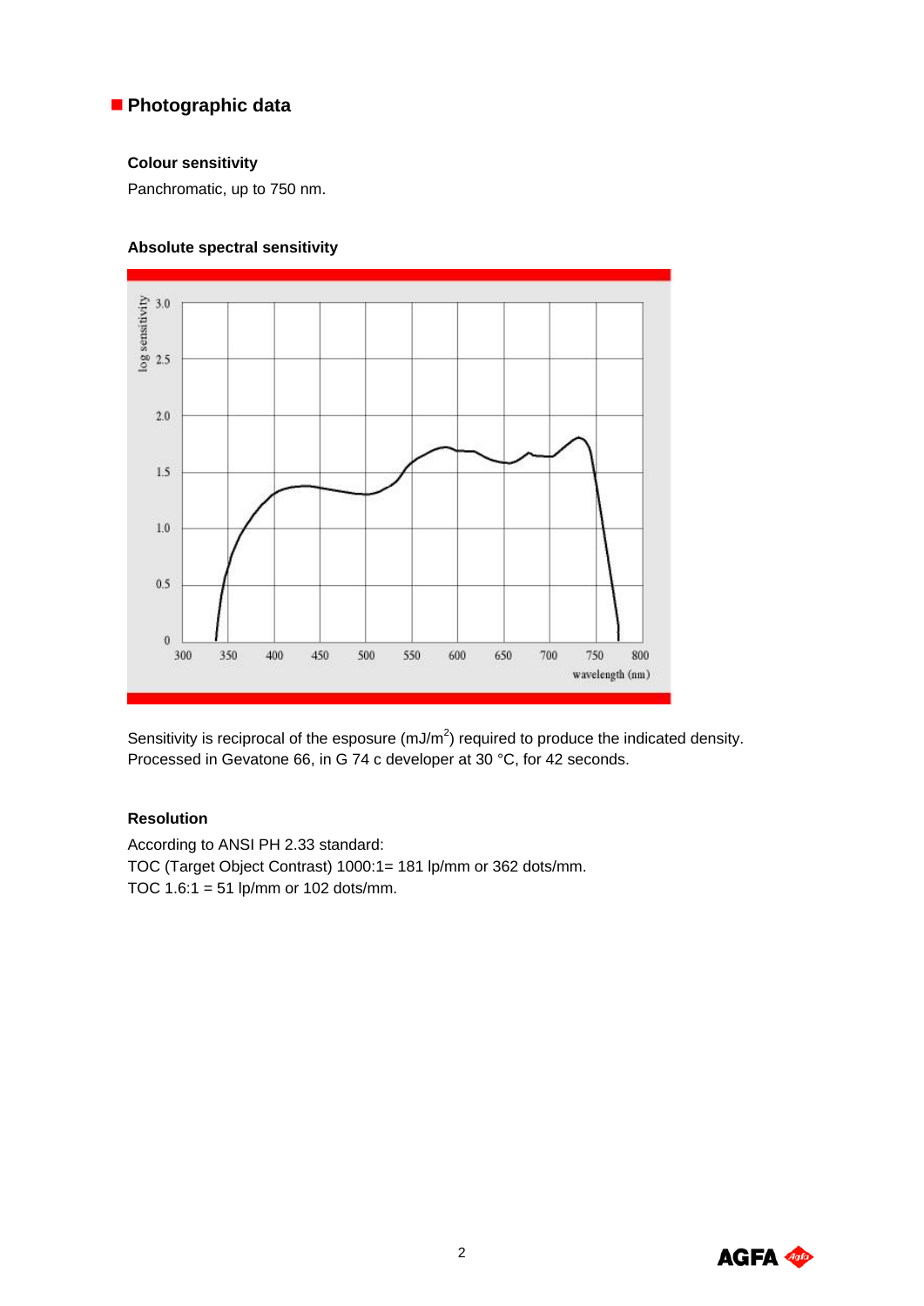## Photographic data

### Colour sensitivity

Panchromatic, up to 750 nm.

### Absolute spectral sensitivity

Sensitivity is reciprocal of the esposure (mJ/m$^2$) required to produce the indicated density.
Processed in Gevatone 66, in G 74 c developer at 30 °C, for 42 seconds.

### Resolution

According to ANSI PH 2.33 standard:
TOC (Target Object Contrast) 1000:1= 181 lp/mm or 362 dots/mm.
TOC 1.6:1 = 51 lp/mm or 102 dots/mm.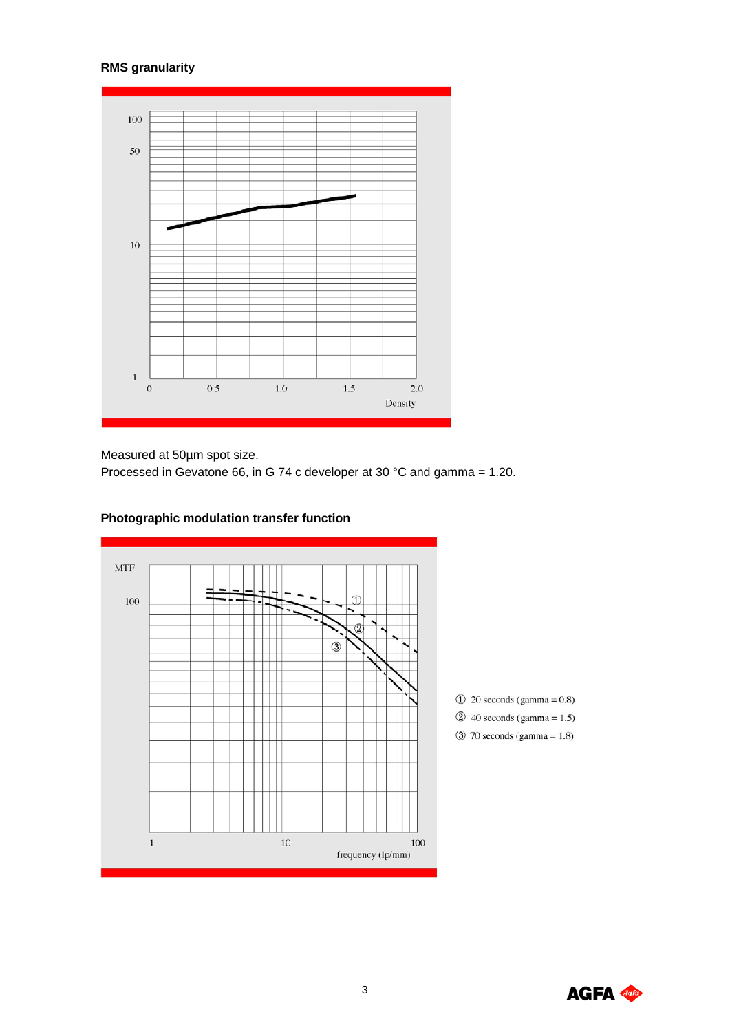### RMS granularity

Measured at 50µm spot size.
Processed in Gevatone 66, in G 74 c developer at 30 °C and gamma = 1.20.

### Photographic modulation transfer function

① 20 seconds (gamma = 0.8)
② 40 seconds (gamma = 1.5)
③ 70 seconds (gamma = 1.8)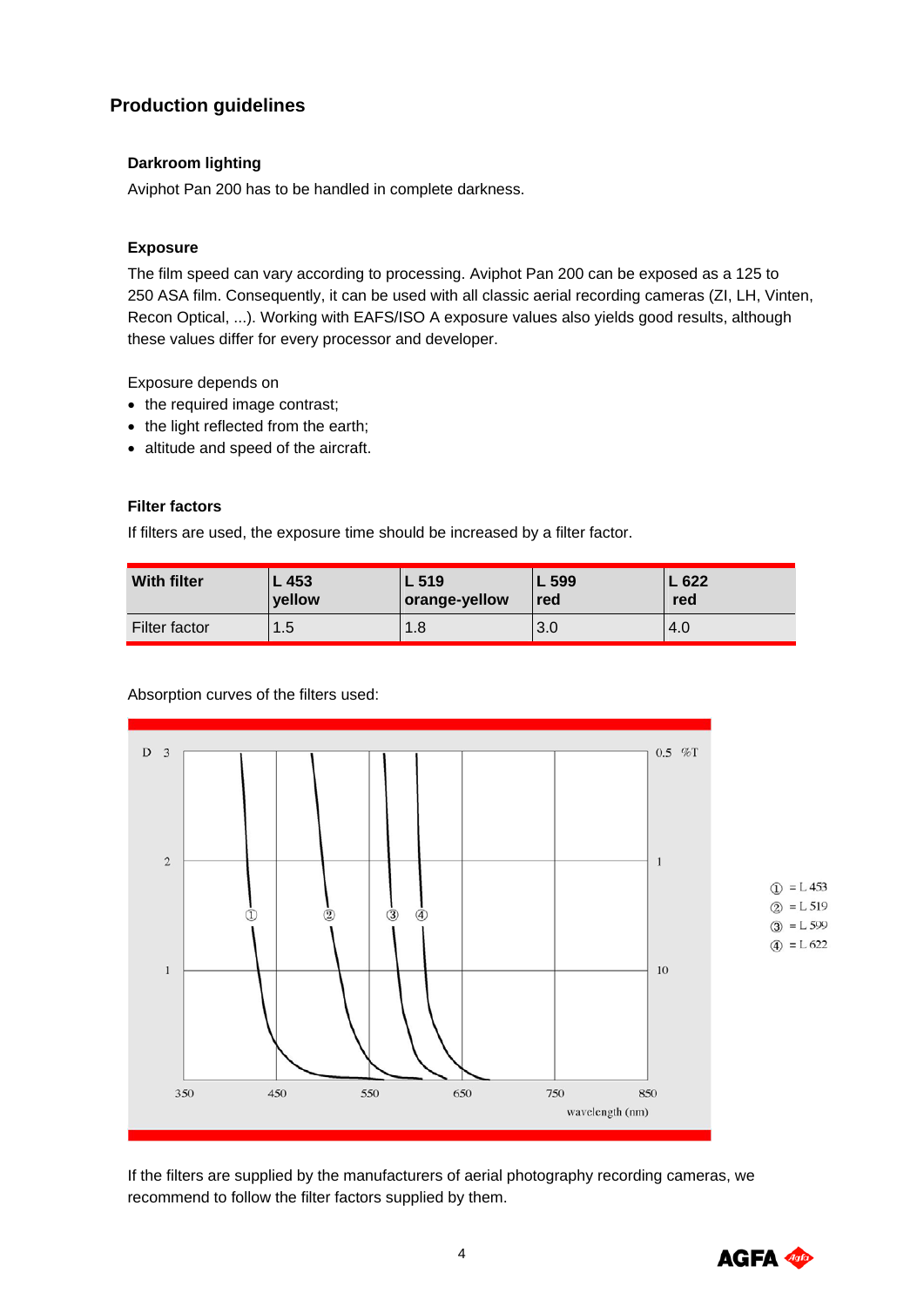## Production guidelines

### Darkroom lighting

Aviphot Pan 200 has to be handled in complete darkness.

### Exposure

The film speed can vary according to processing. Aviphot Pan 200 can be exposed as a 125 to 250 ASA film. Consequently, it can be used with all classic aerial recording cameras (ZI, LH, Vinten, Recon Optical, ...). Working with EAFS/ISO A exposure values also yields good results, although these values differ for every processor and developer.

Exposure depends on

- the required image contrast;
- the light reflected from the earth;
- altitude and speed of the aircraft.

### Filter factors

If filters are used, the exposure time should be increased by a filter factor.

| With filter | L 453 yellow | L 519 orange-yellow | L 599 red | L 622 red |
|---|---|---|---|---|
| Filter factor | 1.5 | 1.8 | 3.0 | 4.0 |

Absorption curves of the filters used:

① = L 453
② = L 519
③ = L 599
④ = L 622

If the filters are supplied by the manufacturers of aerial photography recording cameras, we recommend to follow the filter factors supplied by them.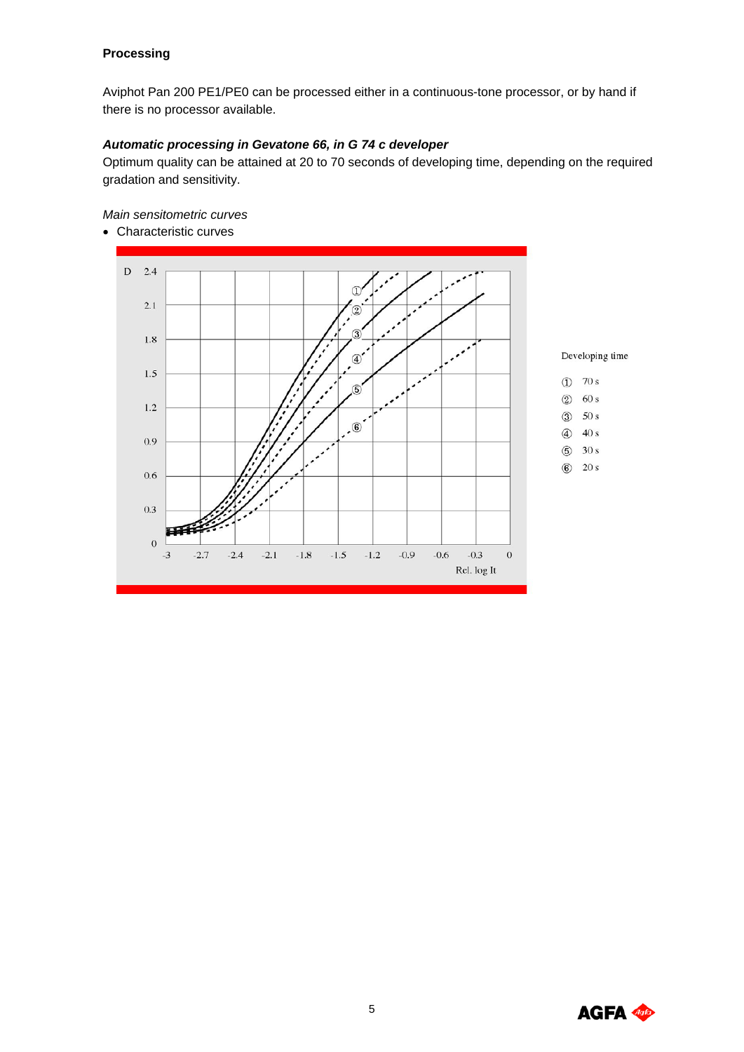**Processing**

Aviphot Pan 200 PE1/PE0 can be processed either in a continuous-tone processor, or by hand if there is no processor available.

***Automatic processing in Gevatone 66, in G 74 c developer***

Optimum quality can be attained at 20 to 70 seconds of developing time, depending on the required gradation and sensitivity.

*Main sensitometric curves*

- Characteristic curves

Developing time

① 70 s
② 60 s
③ 50 s
④ 40 s
⑤ 30 s
⑥ 20 s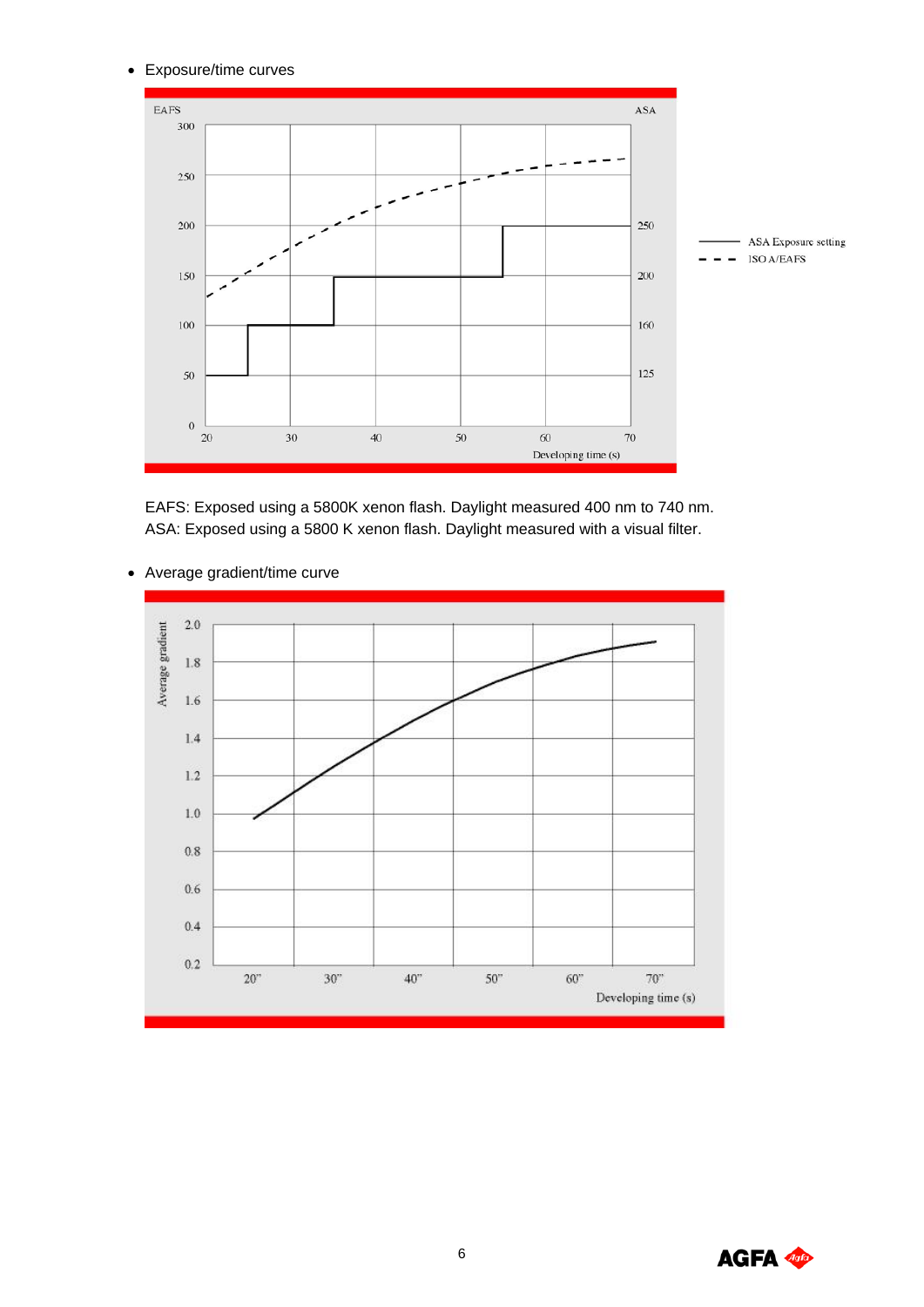- Exposure/time curves

EAFS: Exposed using a 5800K xenon flash. Daylight measured 400 nm to 740 nm.
ASA: Exposed using a 5800 K xenon flash. Daylight measured with a visual filter.

- Average gradient/time curve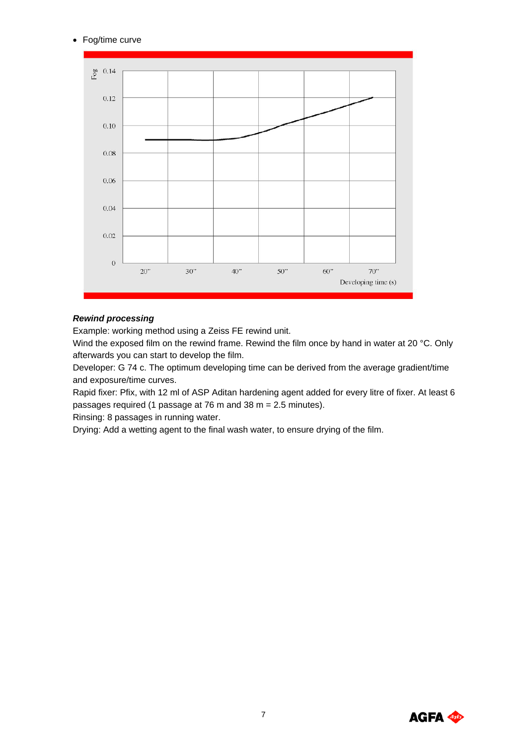- Fog/time curve

***Rewind processing***

Example: working method using a Zeiss FE rewind unit.

Wind the exposed film on the rewind frame. Rewind the film once by hand in water at 20 °C. Only afterwards you can start to develop the film.

Developer: G 74 c. The optimum developing time can be derived from the average gradient/time and exposure/time curves.

Rapid fixer: Pfix, with 12 ml of ASP Aditan hardening agent added for every litre of fixer. At least 6 passages required (1 passage at 76 m and 38 m = 2.5 minutes).

Rinsing: 8 passages in running water.

Drying: Add a wetting agent to the final wash water, to ensure drying of the film.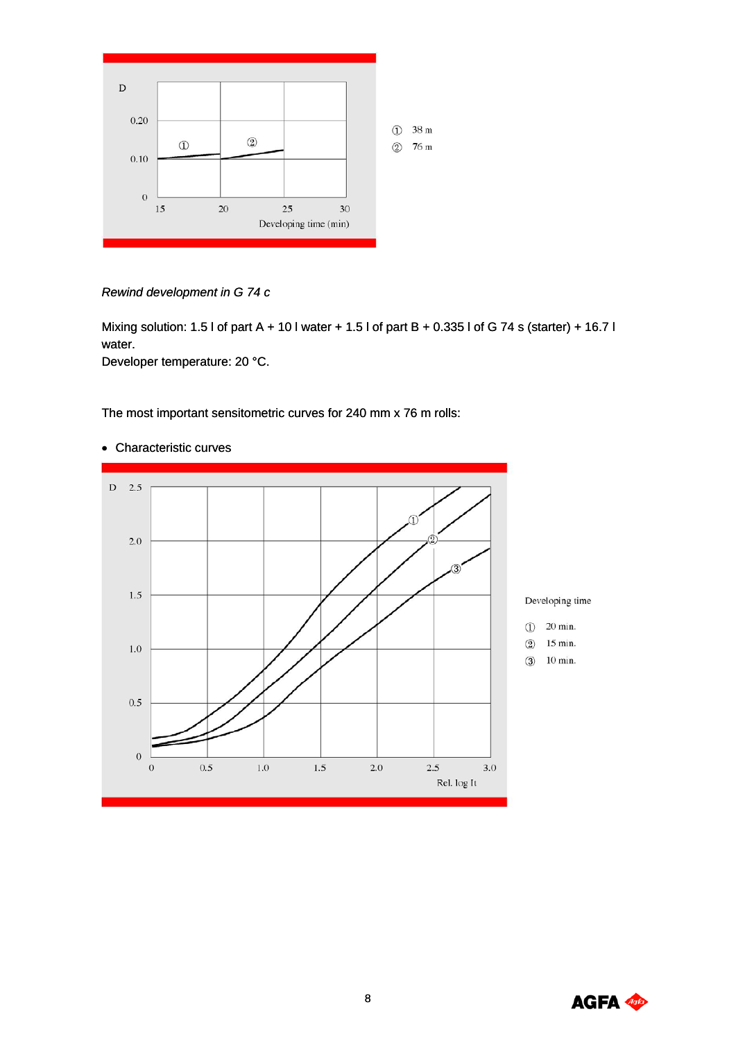D

0.20

0.10

0

15 20 25 30

Developing time (min)

① 38 m
② 76 m

*Rewind development in G 74 c*

Mixing solution: 1.5 l of part A + 10 l water + 1.5 l of part B + 0.335 l of G 74 s (starter) + 16.7 l water.
Developer temperature: 20 °C.

The most important sensitometric curves for 240 mm x 76 m rolls:

- Characteristic curves

D 2.5

2.0

1.5

1.0

0.5

0

0 0.5 1.0 1.5 2.0 2.5 3.0

Rel. log It

Developing time

① 20 min.
② 15 min.
③ 10 min.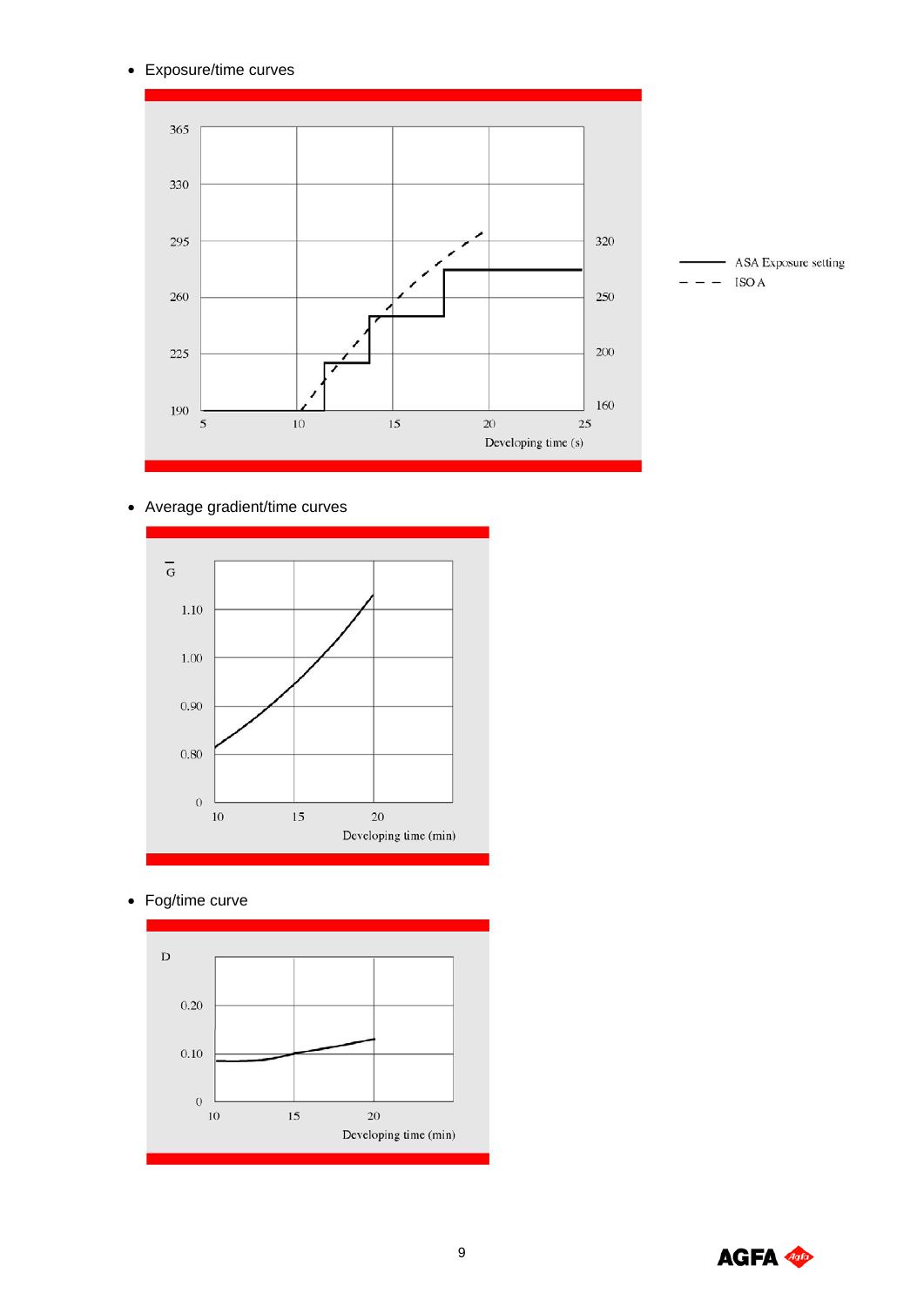- Exposure/time curves

- Average gradient/time curves

- Fog/time curve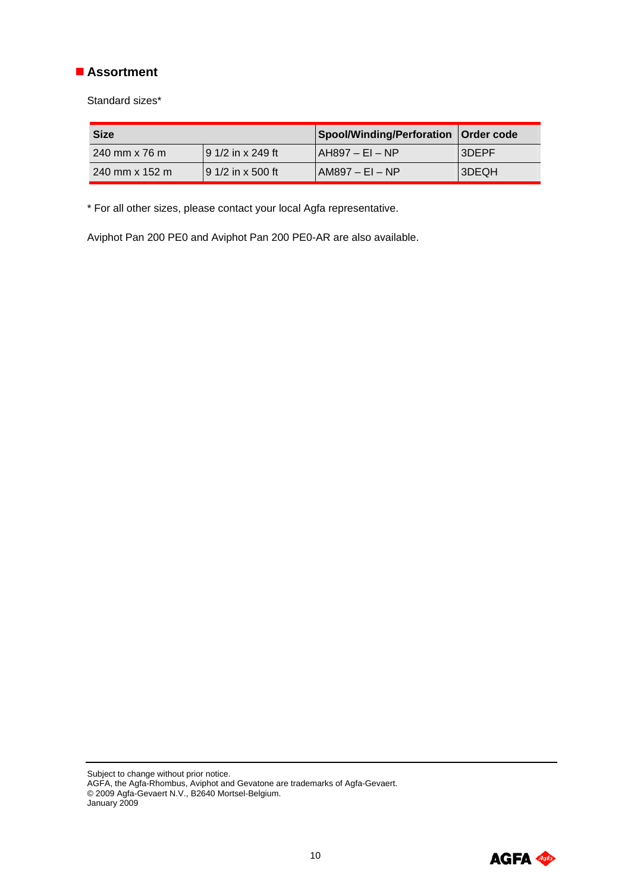## Assortment

Standard sizes*

| Size | | Spool/Winding/Perforation | Order code |
|---|---|---|---|
| 240 mm x 76 m | 9 1/2 in x 249 ft | AH897 – EI – NP | 3DEPF |
| 240 mm x 152 m | 9 1/2 in x 500 ft | AM897 – EI – NP | 3DEQH |

* For all other sizes, please contact your local Agfa representative.

Aviphot Pan 200 PE0 and Aviphot Pan 200 PE0-AR are also available.

Subject to change without prior notice.
AGFA, the Agfa-Rhombus, Aviphot and Gevatone are trademarks of Agfa-Gevaert.
© 2009 Agfa-Gevaert N.V., B2640 Mortsel-Belgium.
January 2009